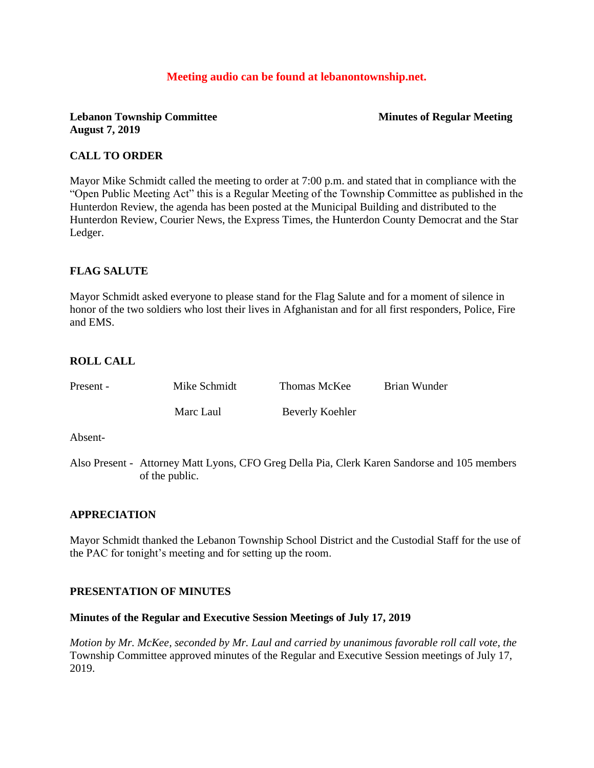**Meeting audio can be found at lebanontownship.net.**

**Lebanon Township Committee** **Minutes of Regular Meeting**
**August 7, 2019**

## CALL TO ORDER

Mayor Mike Schmidt called the meeting to order at 7:00 p.m. and stated that in compliance with the "Open Public Meeting Act" this is a Regular Meeting of the Township Committee as published in the Hunterdon Review, the agenda has been posted at the Municipal Building and distributed to the Hunterdon Review, Courier News, the Express Times, the Hunterdon County Democrat and the Star Ledger.

## FLAG SALUTE

Mayor Schmidt asked everyone to please stand for the Flag Salute and for a moment of silence in honor of the two soldiers who lost their lives in Afghanistan and for all first responders, Police, Fire and EMS.

## ROLL CALL

Present - Mike Schmidt Thomas McKee Brian Wunder
Marc Laul Beverly Koehler

Absent-

Also Present - Attorney Matt Lyons, CFO Greg Della Pia, Clerk Karen Sandorse and 105 members of the public.

## APPRECIATION

Mayor Schmidt thanked the Lebanon Township School District and the Custodial Staff for the use of the PAC for tonight's meeting and for setting up the room.

## PRESENTATION OF MINUTES

### Minutes of the Regular and Executive Session Meetings of July 17, 2019

*Motion by Mr. McKee, seconded by Mr. Laul and carried by unanimous favorable roll call vote, the* Township Committee approved minutes of the Regular and Executive Session meetings of July 17, 2019.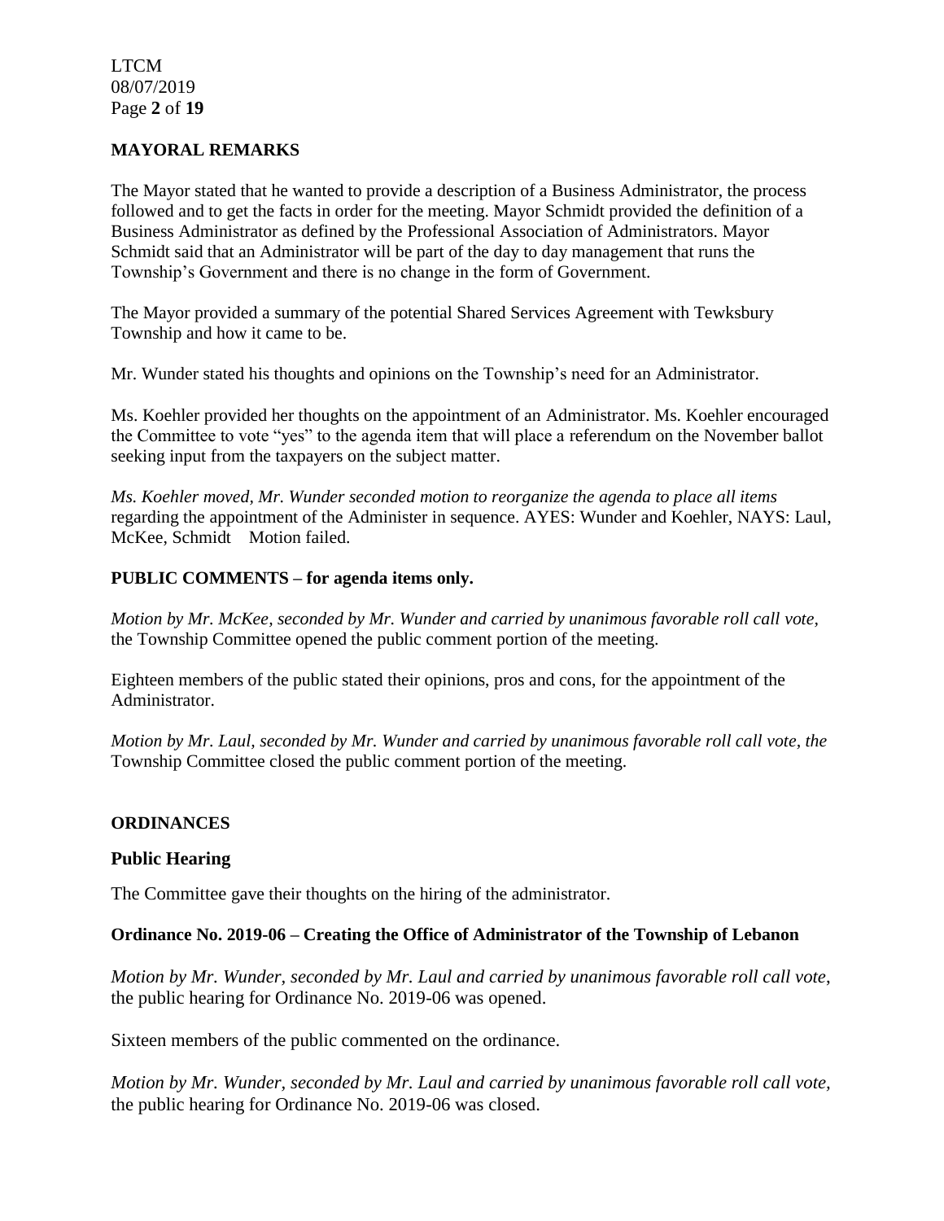## MAYORAL REMARKS

The Mayor stated that he wanted to provide a description of a Business Administrator, the process followed and to get the facts in order for the meeting. Mayor Schmidt provided the definition of a Business Administrator as defined by the Professional Association of Administrators. Mayor Schmidt said that an Administrator will be part of the day to day management that runs the Township's Government and there is no change in the form of Government.

The Mayor provided a summary of the potential Shared Services Agreement with Tewksbury Township and how it came to be.

Mr. Wunder stated his thoughts and opinions on the Township's need for an Administrator.

Ms. Koehler provided her thoughts on the appointment of an Administrator. Ms. Koehler encouraged the Committee to vote "yes" to the agenda item that will place a referendum on the November ballot seeking input from the taxpayers on the subject matter.

*Ms. Koehler moved, Mr. Wunder seconded motion to reorganize the agenda to place all items* regarding the appointment of the Administer in sequence. AYES: Wunder and Koehler, NAYS: Laul, McKee, Schmidt Motion failed.

## PUBLIC COMMENTS – for agenda items only.

*Motion by Mr. McKee, seconded by Mr. Wunder and carried by unanimous favorable roll call vote,* the Township Committee opened the public comment portion of the meeting.

Eighteen members of the public stated their opinions, pros and cons, for the appointment of the Administrator.

*Motion by Mr. Laul, seconded by Mr. Wunder and carried by unanimous favorable roll call vote, the* Township Committee closed the public comment portion of the meeting.

## ORDINANCES

### Public Hearing

The Committee gave their thoughts on the hiring of the administrator.

### Ordinance No. 2019-06 – Creating the Office of Administrator of the Township of Lebanon

*Motion by Mr. Wunder, seconded by Mr. Laul and carried by unanimous favorable roll call vote,* the public hearing for Ordinance No. 2019-06 was opened.

Sixteen members of the public commented on the ordinance.

*Motion by Mr. Wunder, seconded by Mr. Laul and carried by unanimous favorable roll call vote,* the public hearing for Ordinance No. 2019-06 was closed.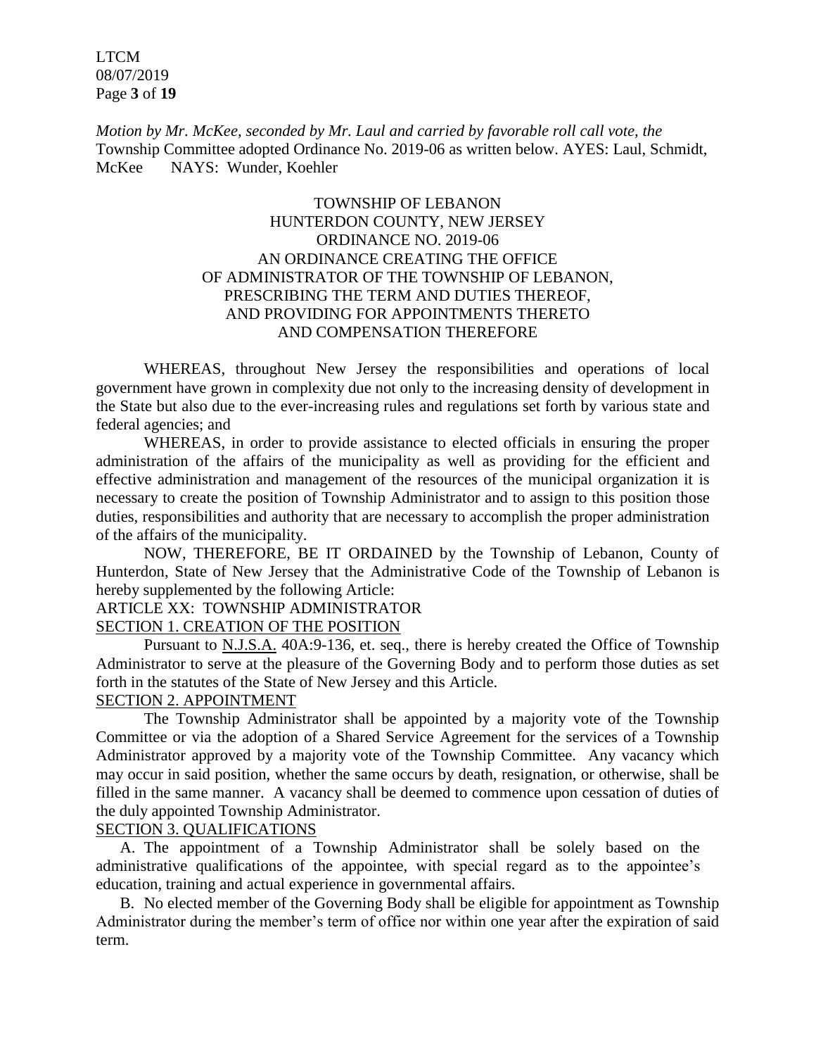*Motion by Mr. McKee, seconded by Mr. Laul and carried by favorable roll call vote, the* Township Committee adopted Ordinance No. 2019-06 as written below. AYES: Laul, Schmidt, McKee NAYS: Wunder, Koehler

TOWNSHIP OF LEBANON
HUNTERDON COUNTY, NEW JERSEY
ORDINANCE NO. 2019-06
AN ORDINANCE CREATING THE OFFICE
OF ADMINISTRATOR OF THE TOWNSHIP OF LEBANON,
PRESCRIBING THE TERM AND DUTIES THEREOF,
AND PROVIDING FOR APPOINTMENTS THERETO
AND COMPENSATION THEREFORE

WHEREAS, throughout New Jersey the responsibilities and operations of local government have grown in complexity due not only to the increasing density of development in the State but also due to the ever-increasing rules and regulations set forth by various state and federal agencies; and

WHEREAS, in order to provide assistance to elected officials in ensuring the proper administration of the affairs of the municipality as well as providing for the efficient and effective administration and management of the resources of the municipal organization it is necessary to create the position of Township Administrator and to assign to this position those duties, responsibilities and authority that are necessary to accomplish the proper administration of the affairs of the municipality.

NOW, THEREFORE, BE IT ORDAINED by the Township of Lebanon, County of Hunterdon, State of New Jersey that the Administrative Code of the Township of Lebanon is hereby supplemented by the following Article:

ARTICLE XX: TOWNSHIP ADMINISTRATOR

SECTION 1. CREATION OF THE POSITION

Pursuant to N.J.S.A. 40A:9-136, et. seq., there is hereby created the Office of Township Administrator to serve at the pleasure of the Governing Body and to perform those duties as set forth in the statutes of the State of New Jersey and this Article.

SECTION 2. APPOINTMENT

The Township Administrator shall be appointed by a majority vote of the Township Committee or via the adoption of a Shared Service Agreement for the services of a Township Administrator approved by a majority vote of the Township Committee. Any vacancy which may occur in said position, whether the same occurs by death, resignation, or otherwise, shall be filled in the same manner. A vacancy shall be deemed to commence upon cessation of duties of the duly appointed Township Administrator.

SECTION 3. QUALIFICATIONS

A. The appointment of a Township Administrator shall be solely based on the administrative qualifications of the appointee, with special regard as to the appointee's education, training and actual experience in governmental affairs.

B. No elected member of the Governing Body shall be eligible for appointment as Township Administrator during the member's term of office nor within one year after the expiration of said term.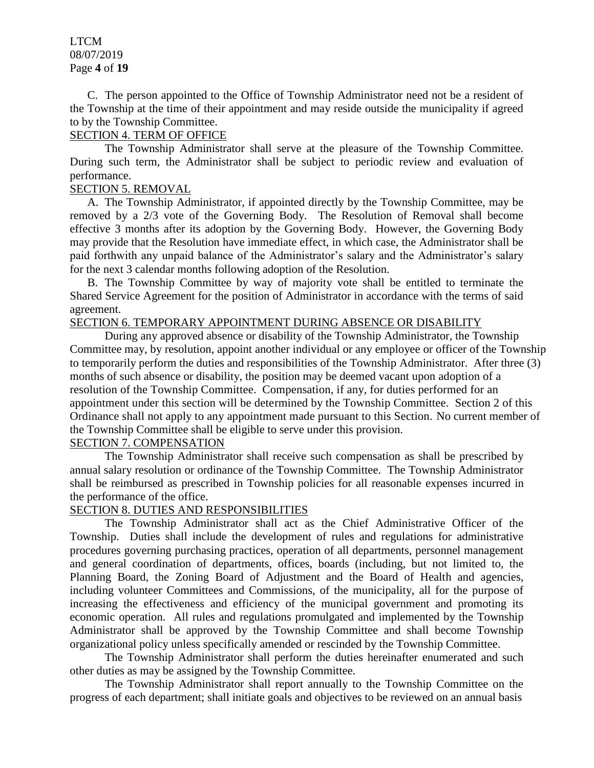C. The person appointed to the Office of Township Administrator need not be a resident of the Township at the time of their appointment and may reside outside the municipality if agreed to by the Township Committee.

SECTION 4. TERM OF OFFICE

The Township Administrator shall serve at the pleasure of the Township Committee. During such term, the Administrator shall be subject to periodic review and evaluation of performance.

SECTION 5. REMOVAL

A. The Township Administrator, if appointed directly by the Township Committee, may be removed by a 2/3 vote of the Governing Body. The Resolution of Removal shall become effective 3 months after its adoption by the Governing Body. However, the Governing Body may provide that the Resolution have immediate effect, in which case, the Administrator shall be paid forthwith any unpaid balance of the Administrator's salary and the Administrator's salary for the next 3 calendar months following adoption of the Resolution.

B. The Township Committee by way of majority vote shall be entitled to terminate the Shared Service Agreement for the position of Administrator in accordance with the terms of said agreement.

SECTION 6. TEMPORARY APPOINTMENT DURING ABSENCE OR DISABILITY

During any approved absence or disability of the Township Administrator, the Township Committee may, by resolution, appoint another individual or any employee or officer of the Township to temporarily perform the duties and responsibilities of the Township Administrator. After three (3) months of such absence or disability, the position may be deemed vacant upon adoption of a resolution of the Township Committee. Compensation, if any, for duties performed for an appointment under this section will be determined by the Township Committee. Section 2 of this Ordinance shall not apply to any appointment made pursuant to this Section. No current member of the Township Committee shall be eligible to serve under this provision.

SECTION 7. COMPENSATION

The Township Administrator shall receive such compensation as shall be prescribed by annual salary resolution or ordinance of the Township Committee. The Township Administrator shall be reimbursed as prescribed in Township policies for all reasonable expenses incurred in the performance of the office.

SECTION 8. DUTIES AND RESPONSIBILITIES

The Township Administrator shall act as the Chief Administrative Officer of the Township. Duties shall include the development of rules and regulations for administrative procedures governing purchasing practices, operation of all departments, personnel management and general coordination of departments, offices, boards (including, but not limited to, the Planning Board, the Zoning Board of Adjustment and the Board of Health and agencies, including volunteer Committees and Commissions, of the municipality, all for the purpose of increasing the effectiveness and efficiency of the municipal government and promoting its economic operation. All rules and regulations promulgated and implemented by the Township Administrator shall be approved by the Township Committee and shall become Township organizational policy unless specifically amended or rescinded by the Township Committee.

The Township Administrator shall perform the duties hereinafter enumerated and such other duties as may be assigned by the Township Committee.

The Township Administrator shall report annually to the Township Committee on the progress of each department; shall initiate goals and objectives to be reviewed on an annual basis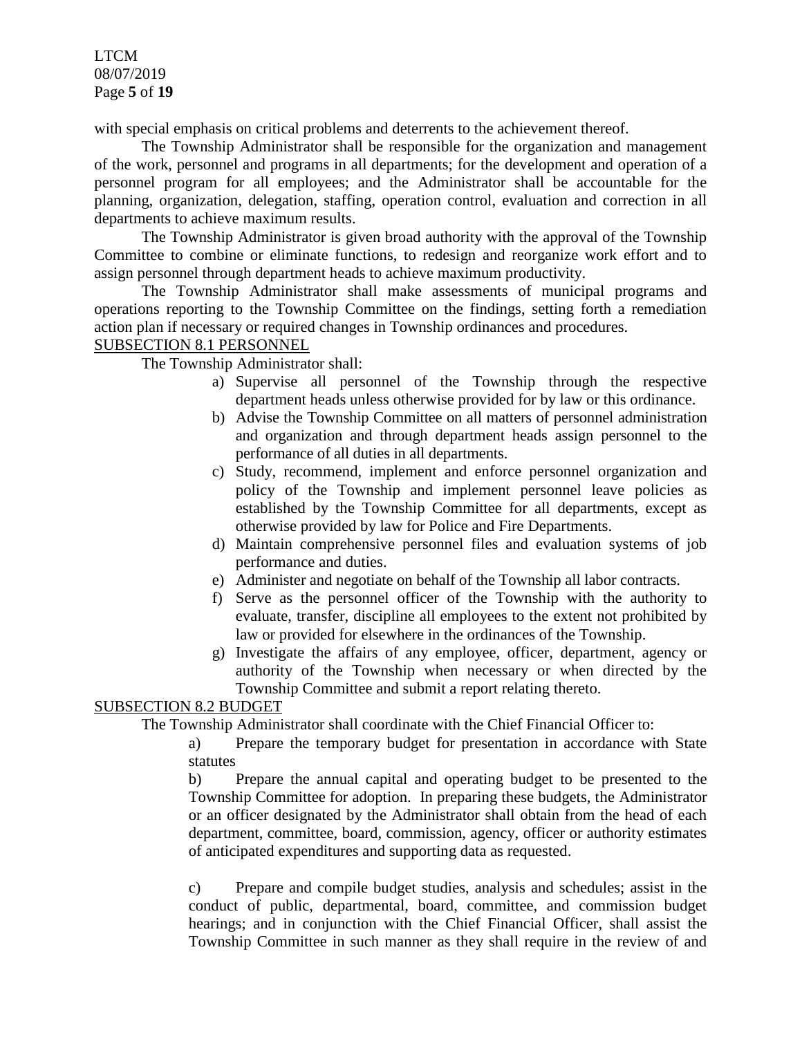with special emphasis on critical problems and deterrents to the achievement thereof.

The Township Administrator shall be responsible for the organization and management of the work, personnel and programs in all departments; for the development and operation of a personnel program for all employees; and the Administrator shall be accountable for the planning, organization, delegation, staffing, operation control, evaluation and correction in all departments to achieve maximum results.

The Township Administrator is given broad authority with the approval of the Township Committee to combine or eliminate functions, to redesign and reorganize work effort and to assign personnel through department heads to achieve maximum productivity.

The Township Administrator shall make assessments of municipal programs and operations reporting to the Township Committee on the findings, setting forth a remediation action plan if necessary or required changes in Township ordinances and procedures.

<u>SUBSECTION 8.1 PERSONNEL</u>

The Township Administrator shall:

a) Supervise all personnel of the Township through the respective department heads unless otherwise provided for by law or this ordinance.
b) Advise the Township Committee on all matters of personnel administration and organization and through department heads assign personnel to the performance of all duties in all departments.
c) Study, recommend, implement and enforce personnel organization and policy of the Township and implement personnel leave policies as established by the Township Committee for all departments, except as otherwise provided by law for Police and Fire Departments.
d) Maintain comprehensive personnel files and evaluation systems of job performance and duties.
e) Administer and negotiate on behalf of the Township all labor contracts.
f) Serve as the personnel officer of the Township with the authority to evaluate, transfer, discipline all employees to the extent not prohibited by law or provided for elsewhere in the ordinances of the Township.
g) Investigate the affairs of any employee, officer, department, agency or authority of the Township when necessary or when directed by the Township Committee and submit a report relating thereto.

<u>SUBSECTION 8.2 BUDGET</u>

The Township Administrator shall coordinate with the Chief Financial Officer to:

a) Prepare the temporary budget for presentation in accordance with State statutes

b) Prepare the annual capital and operating budget to be presented to the Township Committee for adoption. In preparing these budgets, the Administrator or an officer designated by the Administrator shall obtain from the head of each department, committee, board, commission, agency, officer or authority estimates of anticipated expenditures and supporting data as requested.

c) Prepare and compile budget studies, analysis and schedules; assist in the conduct of public, departmental, board, committee, and commission budget hearings; and in conjunction with the Chief Financial Officer, shall assist the Township Committee in such manner as they shall require in the review of and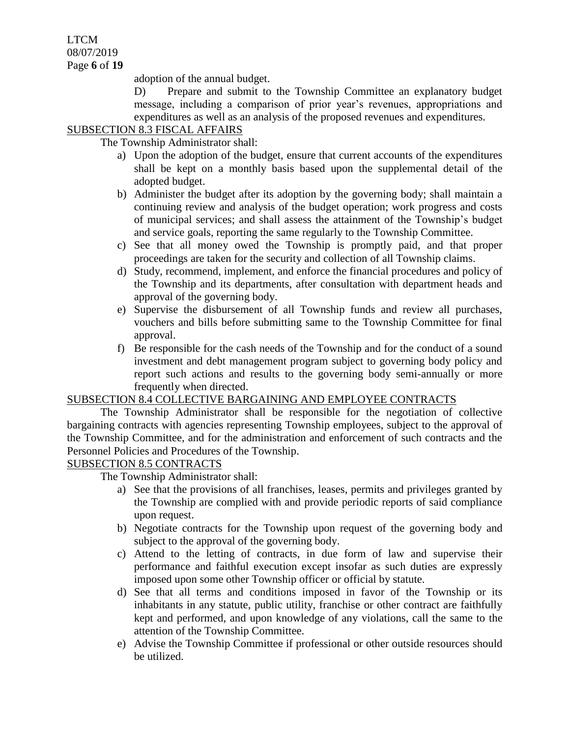adoption of the annual budget.

D) Prepare and submit to the Township Committee an explanatory budget message, including a comparison of prior year's revenues, appropriations and expenditures as well as an analysis of the proposed revenues and expenditures.

SUBSECTION 8.3 FISCAL AFFAIRS

The Township Administrator shall:

a) Upon the adoption of the budget, ensure that current accounts of the expenditures shall be kept on a monthly basis based upon the supplemental detail of the adopted budget.
b) Administer the budget after its adoption by the governing body; shall maintain a continuing review and analysis of the budget operation; work progress and costs of municipal services; and shall assess the attainment of the Township's budget and service goals, reporting the same regularly to the Township Committee.
c) See that all money owed the Township is promptly paid, and that proper proceedings are taken for the security and collection of all Township claims.
d) Study, recommend, implement, and enforce the financial procedures and policy of the Township and its departments, after consultation with department heads and approval of the governing body.
e) Supervise the disbursement of all Township funds and review all purchases, vouchers and bills before submitting same to the Township Committee for final approval.
f) Be responsible for the cash needs of the Township and for the conduct of a sound investment and debt management program subject to governing body policy and report such actions and results to the governing body semi-annually or more frequently when directed.

SUBSECTION 8.4 COLLECTIVE BARGAINING AND EMPLOYEE CONTRACTS

The Township Administrator shall be responsible for the negotiation of collective bargaining contracts with agencies representing Township employees, subject to the approval of the Township Committee, and for the administration and enforcement of such contracts and the Personnel Policies and Procedures of the Township.

SUBSECTION 8.5 CONTRACTS

The Township Administrator shall:

a) See that the provisions of all franchises, leases, permits and privileges granted by the Township are complied with and provide periodic reports of said compliance upon request.
b) Negotiate contracts for the Township upon request of the governing body and subject to the approval of the governing body.
c) Attend to the letting of contracts, in due form of law and supervise their performance and faithful execution except insofar as such duties are expressly imposed upon some other Township officer or official by statute.
d) See that all terms and conditions imposed in favor of the Township or its inhabitants in any statute, public utility, franchise or other contract are faithfully kept and performed, and upon knowledge of any violations, call the same to the attention of the Township Committee.
e) Advise the Township Committee if professional or other outside resources should be utilized.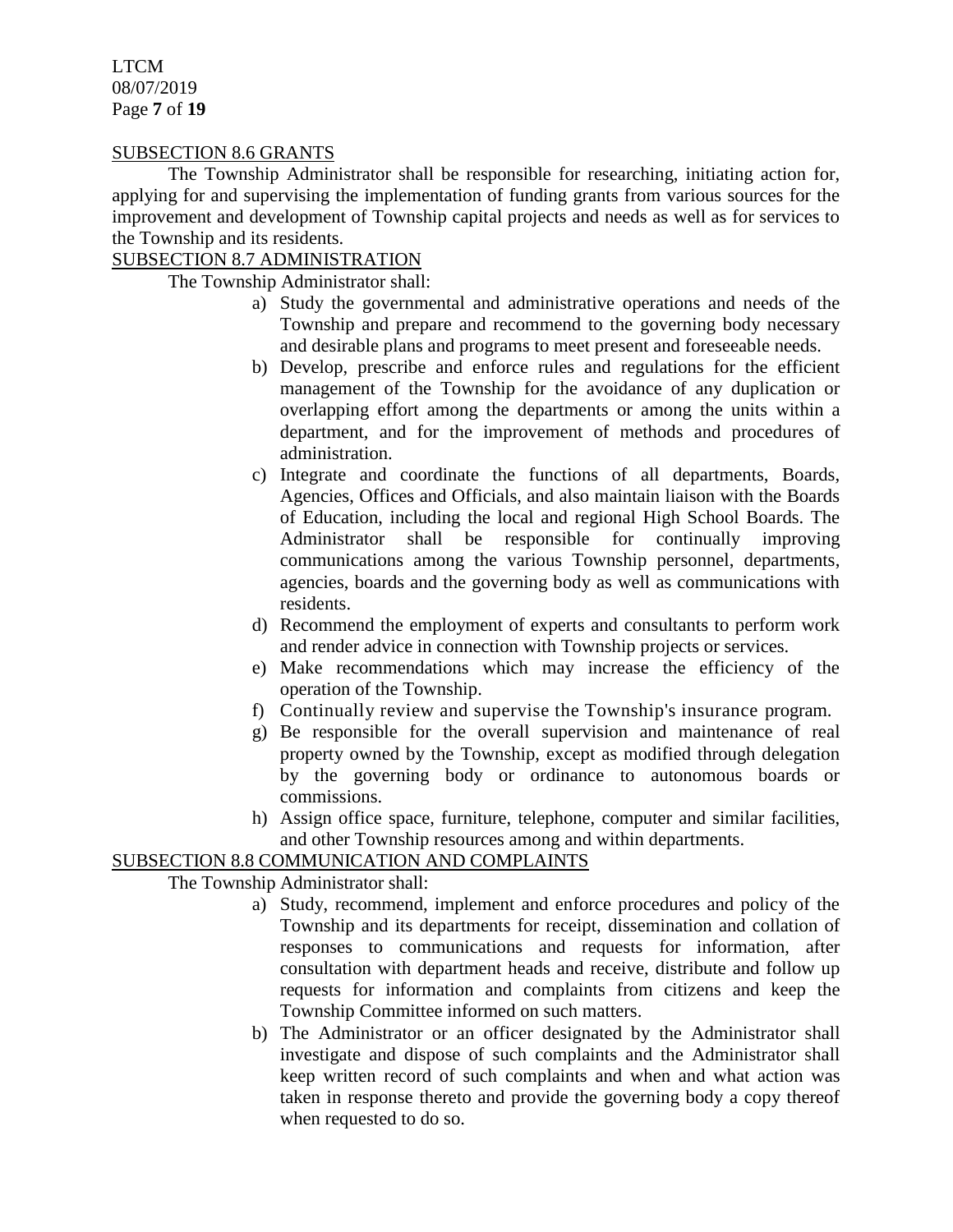SUBSECTION 8.6 GRANTS

The Township Administrator shall be responsible for researching, initiating action for, applying for and supervising the implementation of funding grants from various sources for the improvement and development of Township capital projects and needs as well as for services to the Township and its residents.

SUBSECTION 8.7 ADMINISTRATION

The Township Administrator shall:

a) Study the governmental and administrative operations and needs of the Township and prepare and recommend to the governing body necessary and desirable plans and programs to meet present and foreseeable needs.
b) Develop, prescribe and enforce rules and regulations for the efficient management of the Township for the avoidance of any duplication or overlapping effort among the departments or among the units within a department, and for the improvement of methods and procedures of administration.
c) Integrate and coordinate the functions of all departments, Boards, Agencies, Offices and Officials, and also maintain liaison with the Boards of Education, including the local and regional High School Boards. The Administrator shall be responsible for continually improving communications among the various Township personnel, departments, agencies, boards and the governing body as well as communications with residents.
d) Recommend the employment of experts and consultants to perform work and render advice in connection with Township projects or services.
e) Make recommendations which may increase the efficiency of the operation of the Township.
f) Continually review and supervise the Township's insurance program.
g) Be responsible for the overall supervision and maintenance of real property owned by the Township, except as modified through delegation by the governing body or ordinance to autonomous boards or commissions.
h) Assign office space, furniture, telephone, computer and similar facilities, and other Township resources among and within departments.

SUBSECTION 8.8 COMMUNICATION AND COMPLAINTS

The Township Administrator shall:

a) Study, recommend, implement and enforce procedures and policy of the Township and its departments for receipt, dissemination and collation of responses to communications and requests for information, after consultation with department heads and receive, distribute and follow up requests for information and complaints from citizens and keep the Township Committee informed on such matters.
b) The Administrator or an officer designated by the Administrator shall investigate and dispose of such complaints and the Administrator shall keep written record of such complaints and when and what action was taken in response thereto and provide the governing body a copy thereof when requested to do so.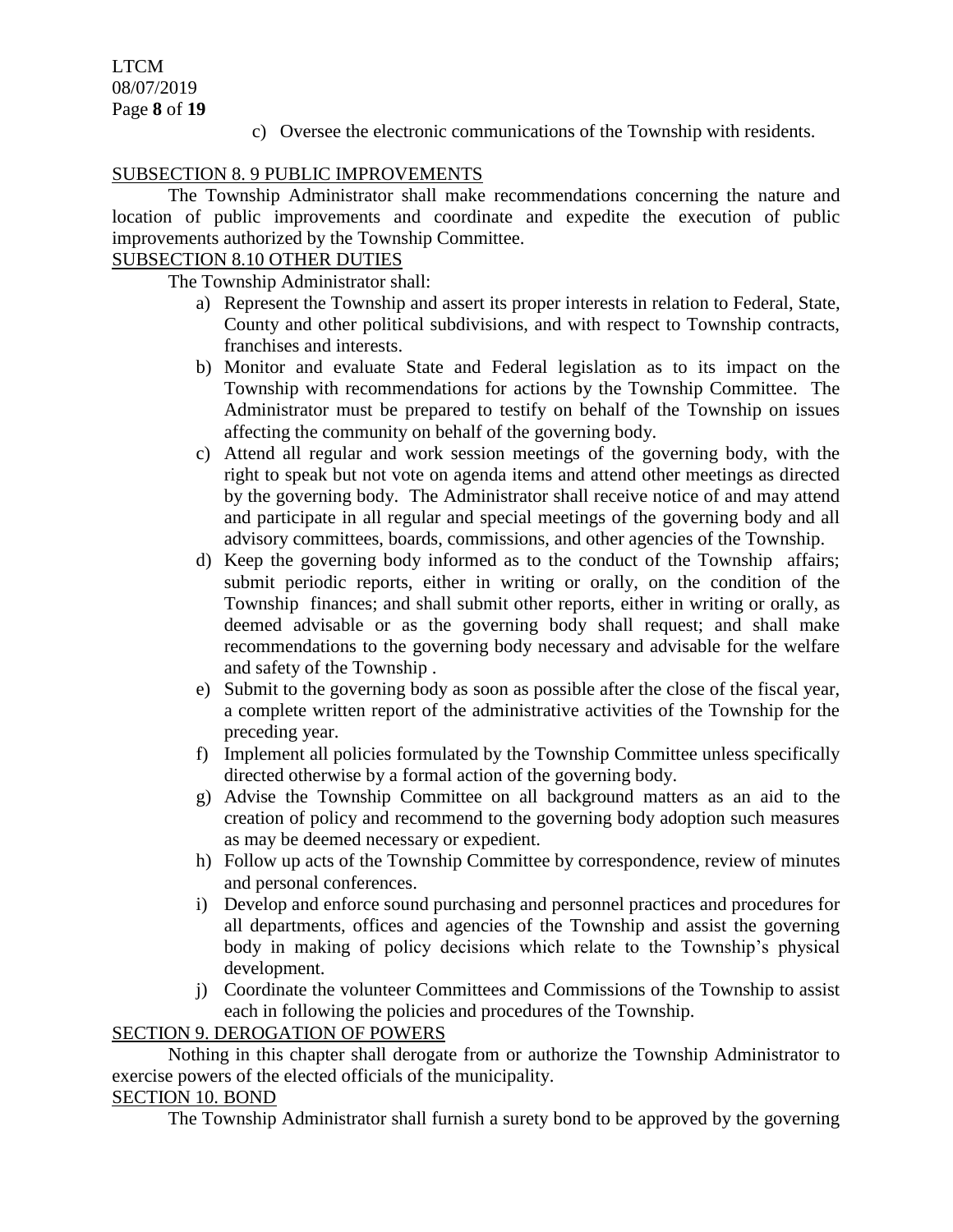c) Oversee the electronic communications of the Township with residents.

SUBSECTION 8. 9 PUBLIC IMPROVEMENTS

The Township Administrator shall make recommendations concerning the nature and location of public improvements and coordinate and expedite the execution of public improvements authorized by the Township Committee.

SUBSECTION 8.10 OTHER DUTIES

The Township Administrator shall:

a) Represent the Township and assert its proper interests in relation to Federal, State, County and other political subdivisions, and with respect to Township contracts, franchises and interests.
b) Monitor and evaluate State and Federal legislation as to its impact on the Township with recommendations for actions by the Township Committee. The Administrator must be prepared to testify on behalf of the Township on issues affecting the community on behalf of the governing body.
c) Attend all regular and work session meetings of the governing body, with the right to speak but not vote on agenda items and attend other meetings as directed by the governing body. The Administrator shall receive notice of and may attend and participate in all regular and special meetings of the governing body and all advisory committees, boards, commissions, and other agencies of the Township.
d) Keep the governing body informed as to the conduct of the Township affairs; submit periodic reports, either in writing or orally, on the condition of the Township finances; and shall submit other reports, either in writing or orally, as deemed advisable or as the governing body shall request; and shall make recommendations to the governing body necessary and advisable for the welfare and safety of the Township .
e) Submit to the governing body as soon as possible after the close of the fiscal year, a complete written report of the administrative activities of the Township for the preceding year.
f) Implement all policies formulated by the Township Committee unless specifically directed otherwise by a formal action of the governing body.
g) Advise the Township Committee on all background matters as an aid to the creation of policy and recommend to the governing body adoption such measures as may be deemed necessary or expedient.
h) Follow up acts of the Township Committee by correspondence, review of minutes and personal conferences.
i) Develop and enforce sound purchasing and personnel practices and procedures for all departments, offices and agencies of the Township and assist the governing body in making of policy decisions which relate to the Township's physical development.
j) Coordinate the volunteer Committees and Commissions of the Township to assist each in following the policies and procedures of the Township.

SECTION 9. DEROGATION OF POWERS

Nothing in this chapter shall derogate from or authorize the Township Administrator to exercise powers of the elected officials of the municipality.

SECTION 10. BOND

The Township Administrator shall furnish a surety bond to be approved by the governing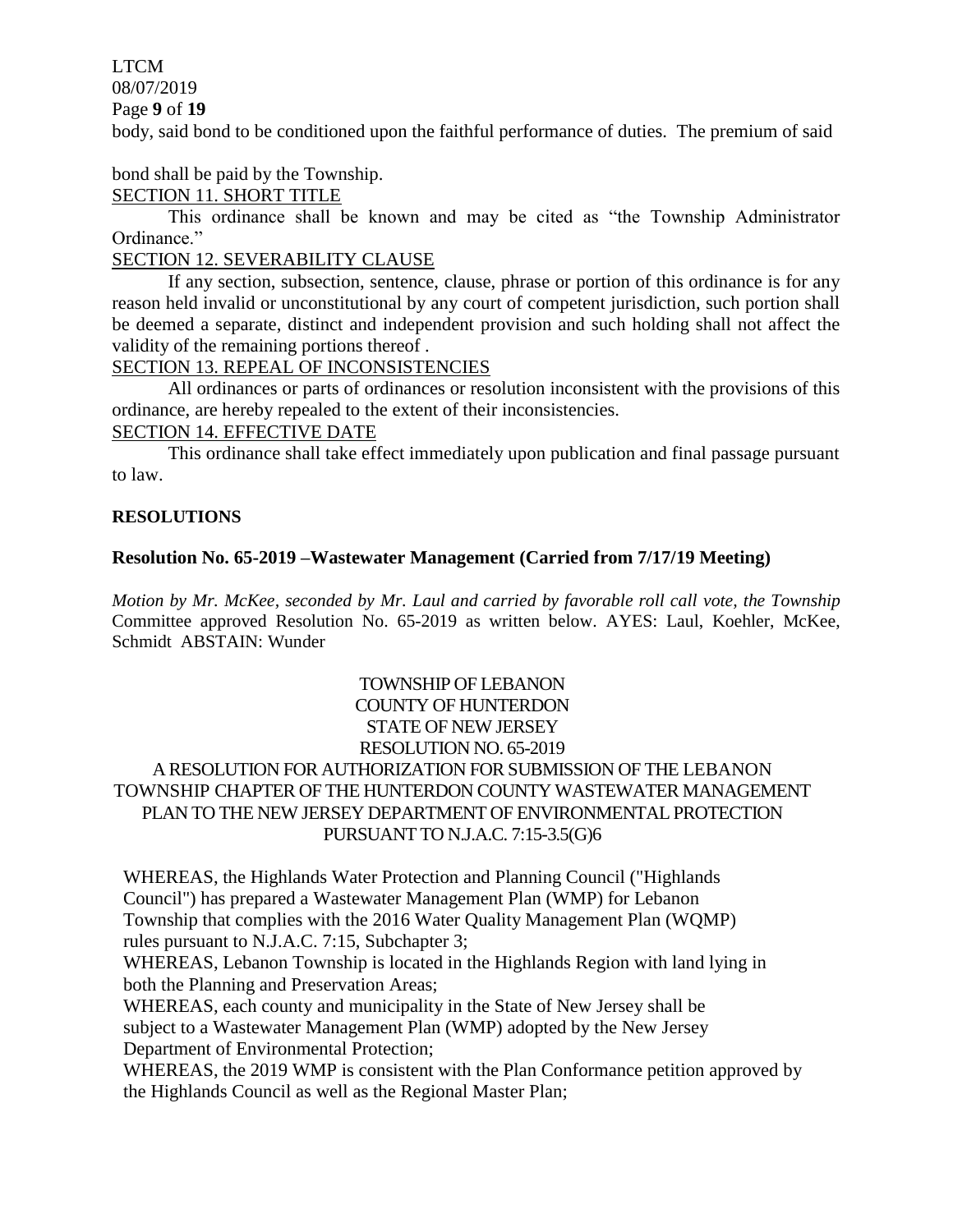body, said bond to be conditioned upon the faithful performance of duties. The premium of said

bond shall be paid by the Township.

SECTION 11. SHORT TITLE

This ordinance shall be known and may be cited as "the Township Administrator Ordinance."

SECTION 12. SEVERABILITY CLAUSE

If any section, subsection, sentence, clause, phrase or portion of this ordinance is for any reason held invalid or unconstitutional by any court of competent jurisdiction, such portion shall be deemed a separate, distinct and independent provision and such holding shall not affect the validity of the remaining portions thereof .

SECTION 13. REPEAL OF INCONSISTENCIES

All ordinances or parts of ordinances or resolution inconsistent with the provisions of this ordinance, are hereby repealed to the extent of their inconsistencies.

SECTION 14. EFFECTIVE DATE

This ordinance shall take effect immediately upon publication and final passage pursuant to law.

**RESOLUTIONS**

**Resolution No. 65-2019 –Wastewater Management (Carried from 7/17/19 Meeting)**

*Motion by Mr. McKee, seconded by Mr. Laul and carried by favorable roll call vote, the Township* Committee approved Resolution No. 65-2019 as written below. AYES: Laul, Koehler, McKee, Schmidt ABSTAIN: Wunder

TOWNSHIP OF LEBANON
COUNTY OF HUNTERDON
STATE OF NEW JERSEY
RESOLUTION NO. 65-2019

A RESOLUTION FOR AUTHORIZATION FOR SUBMISSION OF THE LEBANON TOWNSHIP CHAPTER OF THE HUNTERDON COUNTY WASTEWATER MANAGEMENT PLAN TO THE NEW JERSEY DEPARTMENT OF ENVIRONMENTAL PROTECTION PURSUANT TO N.J.A.C. 7:15-3.5(G)6

WHEREAS, the Highlands Water Protection and Planning Council ("Highlands Council") has prepared a Wastewater Management Plan (WMP) for Lebanon Township that complies with the 2016 Water Quality Management Plan (WQMP) rules pursuant to N.J.A.C. 7:15, Subchapter 3;

WHEREAS, Lebanon Township is located in the Highlands Region with land lying in both the Planning and Preservation Areas;

WHEREAS, each county and municipality in the State of New Jersey shall be subject to a Wastewater Management Plan (WMP) adopted by the New Jersey Department of Environmental Protection;

WHEREAS, the 2019 WMP is consistent with the Plan Conformance petition approved by the Highlands Council as well as the Regional Master Plan;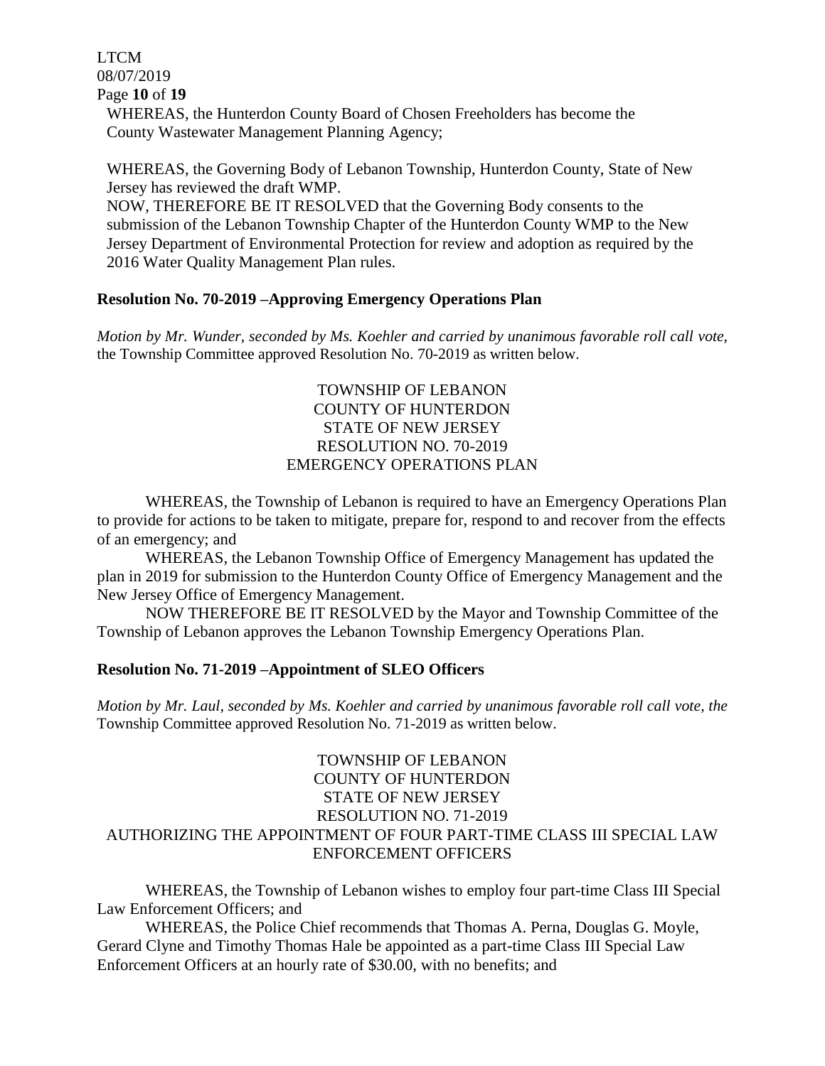WHEREAS, the Hunterdon County Board of Chosen Freeholders has become the County Wastewater Management Planning Agency;

WHEREAS, the Governing Body of Lebanon Township, Hunterdon County, State of New Jersey has reviewed the draft WMP.

NOW, THEREFORE BE IT RESOLVED that the Governing Body consents to the submission of the Lebanon Township Chapter of the Hunterdon County WMP to the New Jersey Department of Environmental Protection for review and adoption as required by the 2016 Water Quality Management Plan rules.

**Resolution No. 70-2019 –Approving Emergency Operations Plan**

*Motion by Mr. Wunder, seconded by Ms. Koehler and carried by unanimous favorable roll call vote,* the Township Committee approved Resolution No. 70-2019 as written below.

TOWNSHIP OF LEBANON
COUNTY OF HUNTERDON
STATE OF NEW JERSEY
RESOLUTION NO. 70-2019
EMERGENCY OPERATIONS PLAN

WHEREAS, the Township of Lebanon is required to have an Emergency Operations Plan to provide for actions to be taken to mitigate, prepare for, respond to and recover from the effects of an emergency; and

WHEREAS, the Lebanon Township Office of Emergency Management has updated the plan in 2019 for submission to the Hunterdon County Office of Emergency Management and the New Jersey Office of Emergency Management.

NOW THEREFORE BE IT RESOLVED by the Mayor and Township Committee of the Township of Lebanon approves the Lebanon Township Emergency Operations Plan.

**Resolution No. 71-2019 –Appointment of SLEO Officers**

*Motion by Mr. Laul, seconded by Ms. Koehler and carried by unanimous favorable roll call vote, the* Township Committee approved Resolution No. 71-2019 as written below.

TOWNSHIP OF LEBANON
COUNTY OF HUNTERDON
STATE OF NEW JERSEY
RESOLUTION NO. 71-2019
AUTHORIZING THE APPOINTMENT OF FOUR PART-TIME CLASS III SPECIAL LAW ENFORCEMENT OFFICERS

WHEREAS, the Township of Lebanon wishes to employ four part-time Class III Special Law Enforcement Officers; and

WHEREAS, the Police Chief recommends that Thomas A. Perna, Douglas G. Moyle, Gerard Clyne and Timothy Thomas Hale be appointed as a part-time Class III Special Law Enforcement Officers at an hourly rate of $30.00, with no benefits; and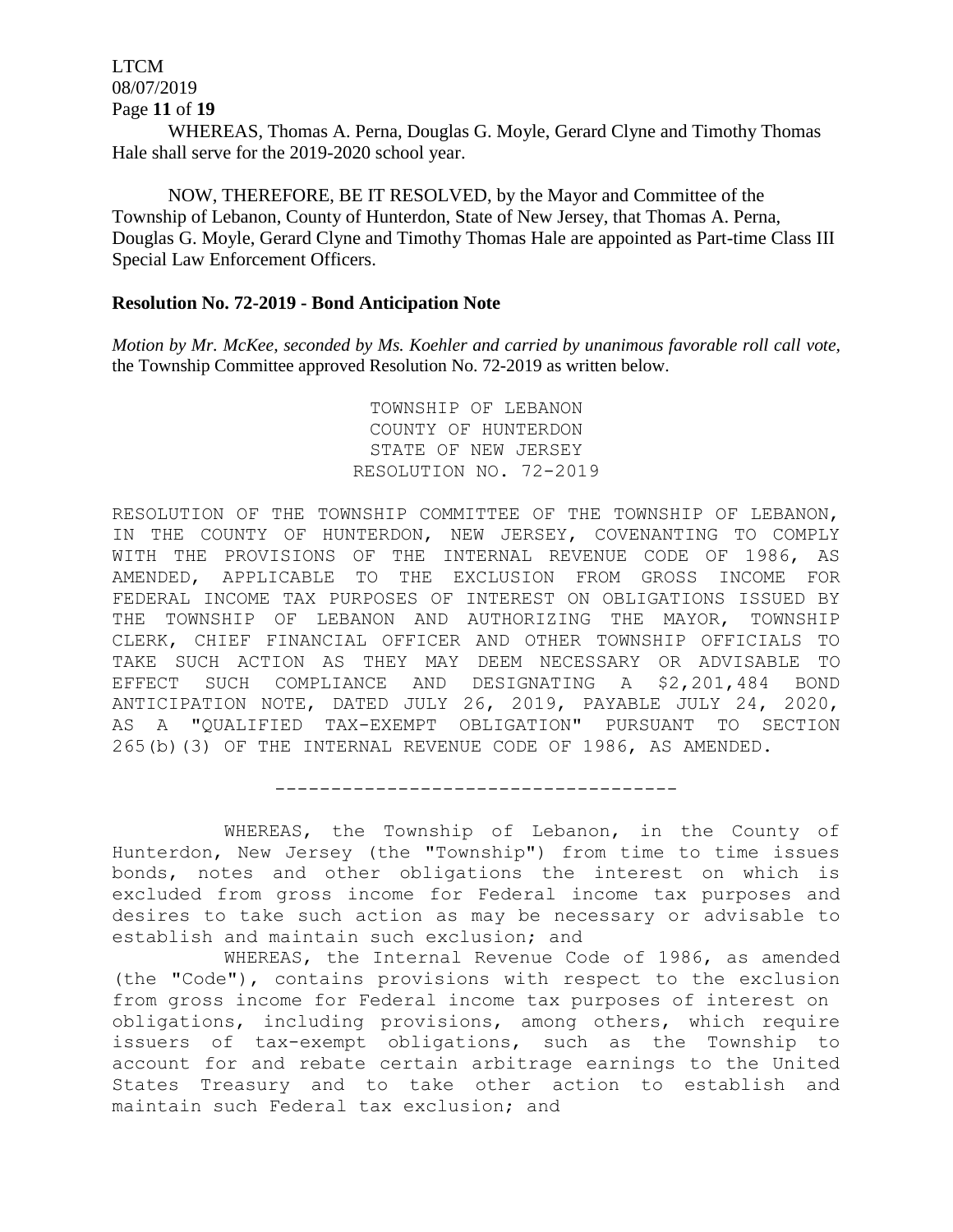WHEREAS, Thomas A. Perna, Douglas G. Moyle, Gerard Clyne and Timothy Thomas Hale shall serve for the 2019-2020 school year.

NOW, THEREFORE, BE IT RESOLVED, by the Mayor and Committee of the Township of Lebanon, County of Hunterdon, State of New Jersey, that Thomas A. Perna, Douglas G. Moyle, Gerard Clyne and Timothy Thomas Hale are appointed as Part-time Class III Special Law Enforcement Officers.

### Resolution No. 72-2019 - Bond Anticipation Note

*Motion by Mr. McKee, seconded by Ms. Koehler and carried by unanimous favorable roll call vote,* the Township Committee approved Resolution No. 72-2019 as written below.

TOWNSHIP OF LEBANON
COUNTY OF HUNTERDON
STATE OF NEW JERSEY
RESOLUTION NO. 72-2019

RESOLUTION OF THE TOWNSHIP COMMITTEE OF THE TOWNSHIP OF LEBANON, IN THE COUNTY OF HUNTERDON, NEW JERSEY, COVENANTING TO COMPLY WITH THE PROVISIONS OF THE INTERNAL REVENUE CODE OF 1986, AS AMENDED, APPLICABLE TO THE EXCLUSION FROM GROSS INCOME FOR FEDERAL INCOME TAX PURPOSES OF INTEREST ON OBLIGATIONS ISSUED BY THE TOWNSHIP OF LEBANON AND AUTHORIZING THE MAYOR, TOWNSHIP CLERK, CHIEF FINANCIAL OFFICER AND OTHER TOWNSHIP OFFICIALS TO TAKE SUCH ACTION AS THEY MAY DEEM NECESSARY OR ADVISABLE TO EFFECT SUCH COMPLIANCE AND DESIGNATING A $2,201,484 BOND ANTICIPATION NOTE, DATED JULY 26, 2019, PAYABLE JULY 24, 2020, AS A "QUALIFIED TAX-EXEMPT OBLIGATION" PURSUANT TO SECTION 265(b)(3) OF THE INTERNAL REVENUE CODE OF 1986, AS AMENDED.

---

WHEREAS, the Township of Lebanon, in the County of Hunterdon, New Jersey (the "Township") from time to time issues bonds, notes and other obligations the interest on which is excluded from gross income for Federal income tax purposes and desires to take such action as may be necessary or advisable to establish and maintain such exclusion; and

WHEREAS, the Internal Revenue Code of 1986, as amended (the "Code"), contains provisions with respect to the exclusion from gross income for Federal income tax purposes of interest on obligations, including provisions, among others, which require issuers of tax-exempt obligations, such as the Township to account for and rebate certain arbitrage earnings to the United States Treasury and to take other action to establish and maintain such Federal tax exclusion; and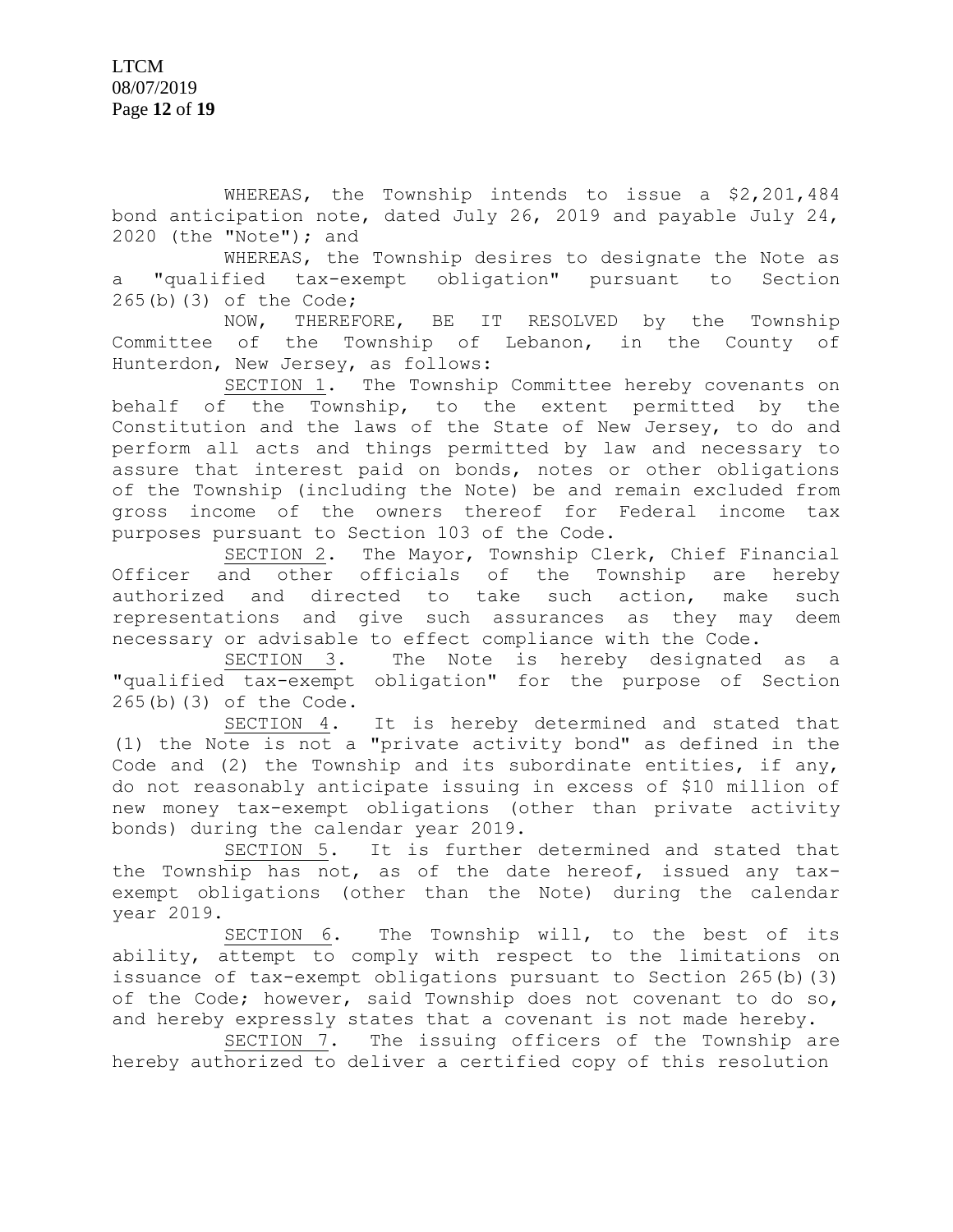WHEREAS, the Township intends to issue a $2,201,484 bond anticipation note, dated July 26, 2019 and payable July 24, 2020 (the "Note"); and

WHEREAS, the Township desires to designate the Note as a "qualified tax-exempt obligation" pursuant to Section 265(b)(3) of the Code;

NOW, THEREFORE, BE IT RESOLVED by the Township Committee of the Township of Lebanon, in the County of Hunterdon, New Jersey, as follows:

SECTION 1. The Township Committee hereby covenants on behalf of the Township, to the extent permitted by the Constitution and the laws of the State of New Jersey, to do and perform all acts and things permitted by law and necessary to assure that interest paid on bonds, notes or other obligations of the Township (including the Note) be and remain excluded from gross income of the owners thereof for Federal income tax purposes pursuant to Section 103 of the Code.

SECTION 2. The Mayor, Township Clerk, Chief Financial Officer and other officials of the Township are hereby authorized and directed to take such action, make such representations and give such assurances as they may deem necessary or advisable to effect compliance with the Code.

SECTION 3. The Note is hereby designated as a "qualified tax-exempt obligation" for the purpose of Section 265(b)(3) of the Code.

SECTION 4. It is hereby determined and stated that (1) the Note is not a "private activity bond" as defined in the Code and (2) the Township and its subordinate entities, if any, do not reasonably anticipate issuing in excess of $10 million of new money tax-exempt obligations (other than private activity bonds) during the calendar year 2019.

SECTION 5. It is further determined and stated that the Township has not, as of the date hereof, issued any tax-exempt obligations (other than the Note) during the calendar year 2019.

SECTION 6. The Township will, to the best of its ability, attempt to comply with respect to the limitations on issuance of tax-exempt obligations pursuant to Section 265(b)(3) of the Code; however, said Township does not covenant to do so, and hereby expressly states that a covenant is not made hereby.

SECTION 7. The issuing officers of the Township are hereby authorized to deliver a certified copy of this resolution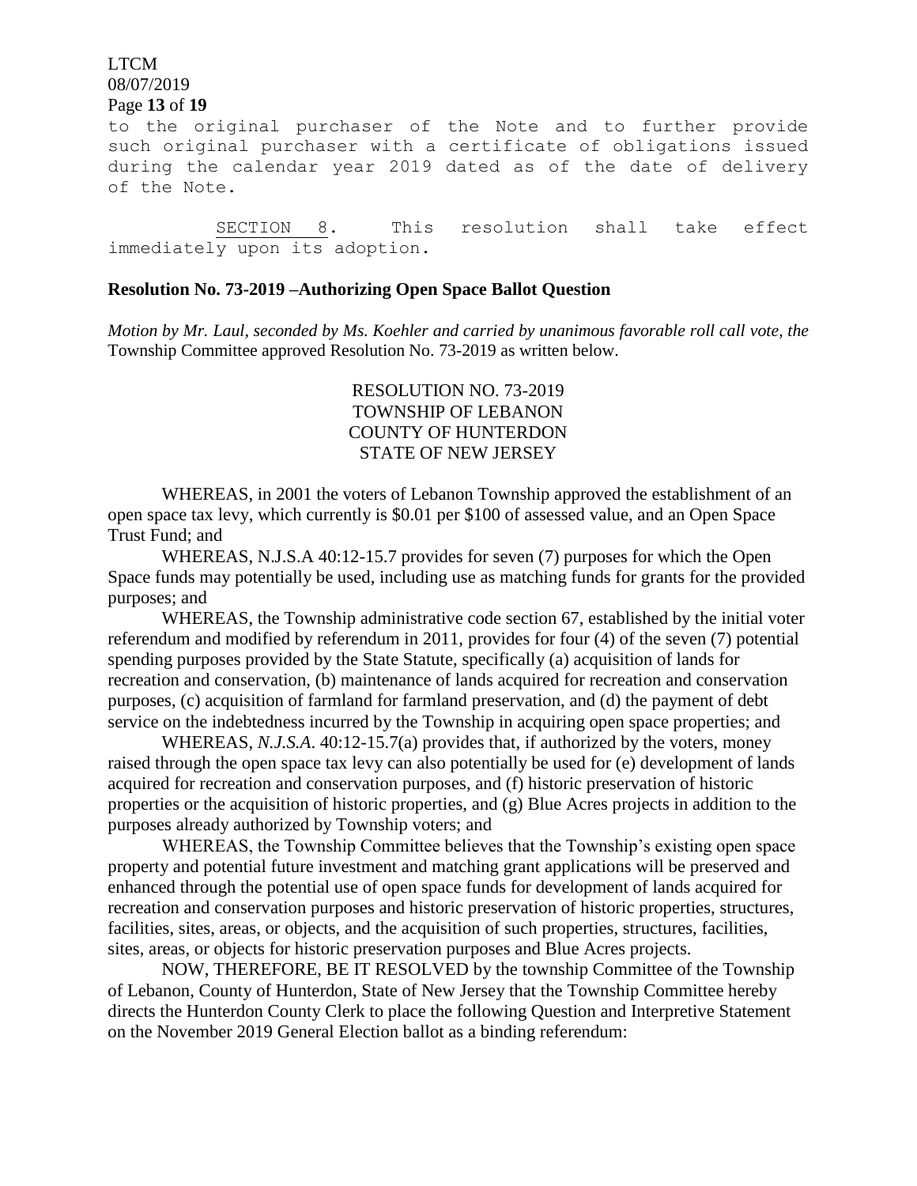to the original purchaser of the Note and to further provide such original purchaser with a certificate of obligations issued during the calendar year 2019 dated as of the date of delivery of the Note.

SECTION 8. This resolution shall take effect immediately upon its adoption.

**Resolution No. 73-2019 –Authorizing Open Space Ballot Question**

*Motion by Mr. Laul, seconded by Ms. Koehler and carried by unanimous favorable roll call vote, the* Township Committee approved Resolution No. 73-2019 as written below.

RESOLUTION NO. 73-2019
TOWNSHIP OF LEBANON
COUNTY OF HUNTERDON
STATE OF NEW JERSEY

WHEREAS, in 2001 the voters of Lebanon Township approved the establishment of an open space tax levy, which currently is $0.01 per $100 of assessed value, and an Open Space Trust Fund; and

WHEREAS, N.J.S.A 40:12-15.7 provides for seven (7) purposes for which the Open Space funds may potentially be used, including use as matching funds for grants for the provided purposes; and

WHEREAS, the Township administrative code section 67, established by the initial voter referendum and modified by referendum in 2011, provides for four (4) of the seven (7) potential spending purposes provided by the State Statute, specifically (a) acquisition of lands for recreation and conservation, (b) maintenance of lands acquired for recreation and conservation purposes, (c) acquisition of farmland for farmland preservation, and (d) the payment of debt service on the indebtedness incurred by the Township in acquiring open space properties; and

WHEREAS, *N.J.S.A.* 40:12-15.7(a) provides that, if authorized by the voters, money raised through the open space tax levy can also potentially be used for (e) development of lands acquired for recreation and conservation purposes, and (f) historic preservation of historic properties or the acquisition of historic properties, and (g) Blue Acres projects in addition to the purposes already authorized by Township voters; and

WHEREAS, the Township Committee believes that the Township's existing open space property and potential future investment and matching grant applications will be preserved and enhanced through the potential use of open space funds for development of lands acquired for recreation and conservation purposes and historic preservation of historic properties, structures, facilities, sites, areas, or objects, and the acquisition of such properties, structures, facilities, sites, areas, or objects for historic preservation purposes and Blue Acres projects.

NOW, THEREFORE, BE IT RESOLVED by the township Committee of the Township of Lebanon, County of Hunterdon, State of New Jersey that the Township Committee hereby directs the Hunterdon County Clerk to place the following Question and Interpretive Statement on the November 2019 General Election ballot as a binding referendum: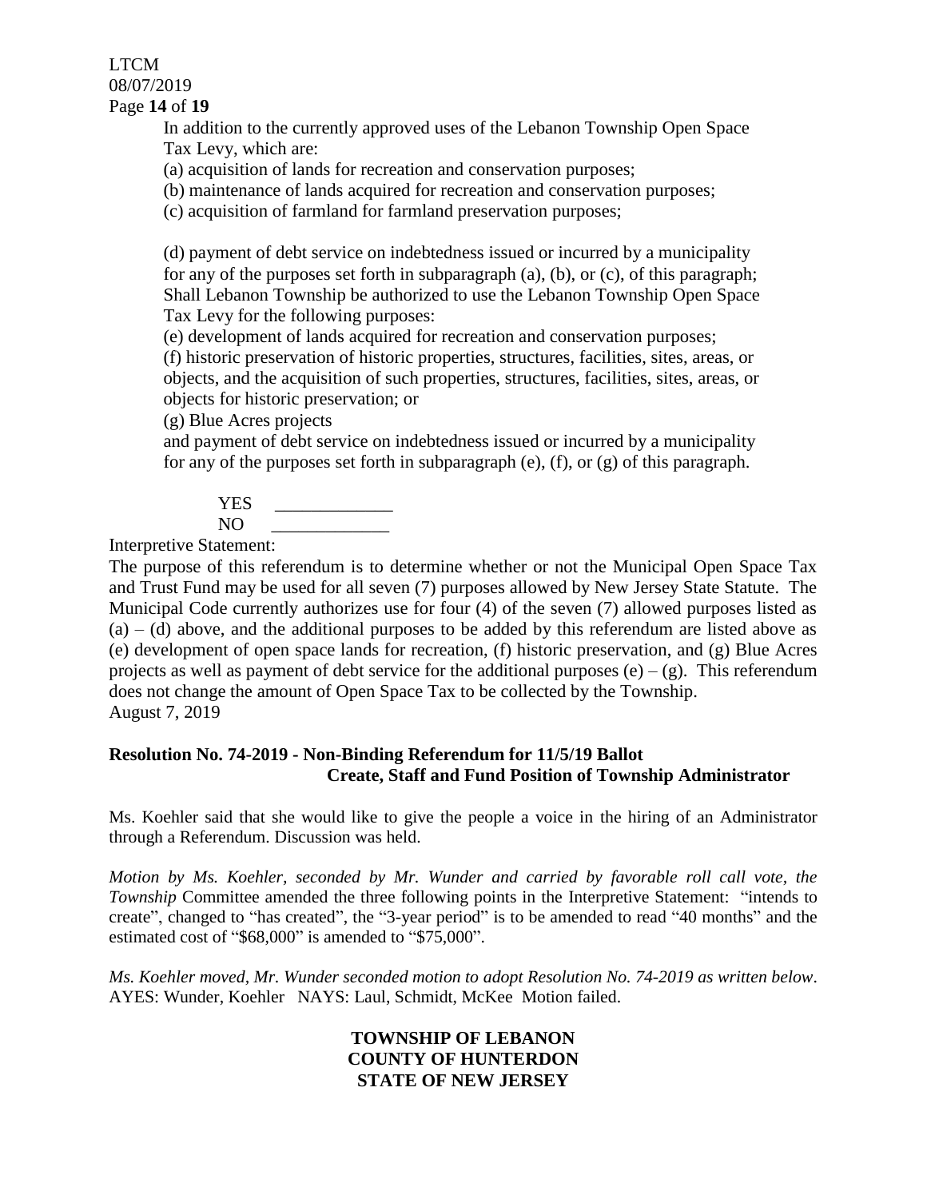In addition to the currently approved uses of the Lebanon Township Open Space Tax Levy, which are:

(a) acquisition of lands for recreation and conservation purposes;

(b) maintenance of lands acquired for recreation and conservation purposes;

(c) acquisition of farmland for farmland preservation purposes;

(d) payment of debt service on indebtedness issued or incurred by a municipality for any of the purposes set forth in subparagraph (a), (b), or (c), of this paragraph; Shall Lebanon Township be authorized to use the Lebanon Township Open Space Tax Levy for the following purposes:

(e) development of lands acquired for recreation and conservation purposes;

(f) historic preservation of historic properties, structures, facilities, sites, areas, or objects, and the acquisition of such properties, structures, facilities, sites, areas, or objects for historic preservation; or

(g) Blue Acres projects

and payment of debt service on indebtedness issued or incurred by a municipality for any of the purposes set forth in subparagraph (e), (f), or (g) of this paragraph.

YES _____________

NO _____________

Interpretive Statement:

The purpose of this referendum is to determine whether or not the Municipal Open Space Tax and Trust Fund may be used for all seven (7) purposes allowed by New Jersey State Statute. The Municipal Code currently authorizes use for four (4) of the seven (7) allowed purposes listed as (a) – (d) above, and the additional purposes to be added by this referendum are listed above as (e) development of open space lands for recreation, (f) historic preservation, and (g) Blue Acres projects as well as payment of debt service for the additional purposes (e) – (g). This referendum does not change the amount of Open Space Tax to be collected by the Township.

August 7, 2019

**Resolution No. 74-2019 - Non-Binding Referendum for 11/5/19 Ballot**
**Create, Staff and Fund Position of Township Administrator**

Ms. Koehler said that she would like to give the people a voice in the hiring of an Administrator through a Referendum. Discussion was held.

*Motion by Ms. Koehler, seconded by Mr. Wunder and carried by favorable roll call vote, the Township* Committee amended the three following points in the Interpretive Statement: "intends to create", changed to "has created", the "3-year period" is to be amended to read "40 months" and the estimated cost of "$68,000" is amended to "$75,000".

*Ms. Koehler moved, Mr. Wunder seconded motion to adopt Resolution No. 74-2019 as written below*. AYES: Wunder, Koehler NAYS: Laul, Schmidt, McKee Motion failed.

**TOWNSHIP OF LEBANON**
**COUNTY OF HUNTERDON**
**STATE OF NEW JERSEY**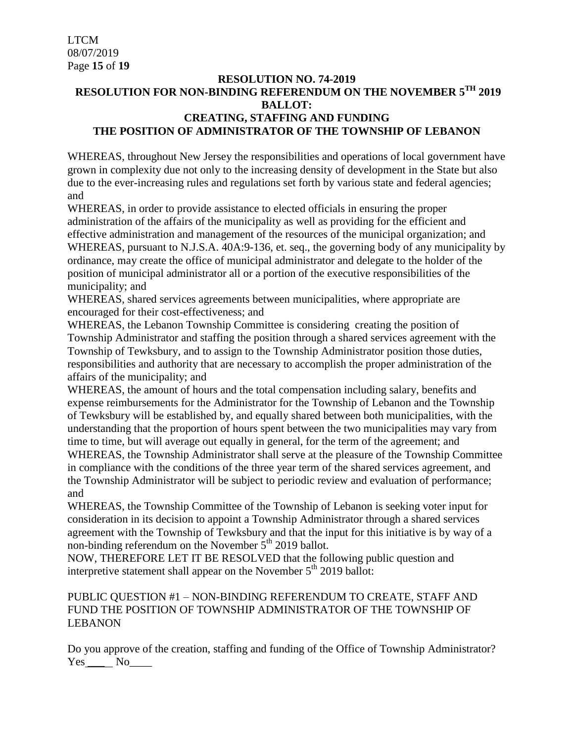## RESOLUTION NO. 74-2019

## RESOLUTION FOR NON-BINDING REFERENDUM ON THE NOVEMBER 5TH 2019 BALLOT: CREATING, STAFFING AND FUNDING THE POSITION OF ADMINISTRATOR OF THE TOWNSHIP OF LEBANON

WHEREAS, throughout New Jersey the responsibilities and operations of local government have grown in complexity due not only to the increasing density of development in the State but also due to the ever-increasing rules and regulations set forth by various state and federal agencies; and

WHEREAS, in order to provide assistance to elected officials in ensuring the proper administration of the affairs of the municipality as well as providing for the efficient and effective administration and management of the resources of the municipal organization; and

WHEREAS, pursuant to N.J.S.A. 40A:9-136, et. seq., the governing body of any municipality by ordinance, may create the office of municipal administrator and delegate to the holder of the position of municipal administrator all or a portion of the executive responsibilities of the municipality; and

WHEREAS, shared services agreements between municipalities, where appropriate are encouraged for their cost-effectiveness; and

WHEREAS, the Lebanon Township Committee is considering creating the position of Township Administrator and staffing the position through a shared services agreement with the Township of Tewksbury, and to assign to the Township Administrator position those duties, responsibilities and authority that are necessary to accomplish the proper administration of the affairs of the municipality; and

WHEREAS, the amount of hours and the total compensation including salary, benefits and expense reimbursements for the Administrator for the Township of Lebanon and the Township of Tewksbury will be established by, and equally shared between both municipalities, with the understanding that the proportion of hours spent between the two municipalities may vary from time to time, but will average out equally in general, for the term of the agreement; and

WHEREAS, the Township Administrator shall serve at the pleasure of the Township Committee in compliance with the conditions of the three year term of the shared services agreement, and the Township Administrator will be subject to periodic review and evaluation of performance; and

WHEREAS, the Township Committee of the Township of Lebanon is seeking voter input for consideration in its decision to appoint a Township Administrator through a shared services agreement with the Township of Tewksbury and that the input for this initiative is by way of a non-binding referendum on the November 5th 2019 ballot.

NOW, THEREFORE LET IT BE RESOLVED that the following public question and interpretive statement shall appear on the November 5th 2019 ballot:

PUBLIC QUESTION #1 – NON-BINDING REFERENDUM TO CREATE, STAFF AND FUND THE POSITION OF TOWNSHIP ADMINISTRATOR OF THE TOWNSHIP OF LEBANON

Do you approve of the creation, staffing and funding of the Office of Township Administrator?
Yes____ No____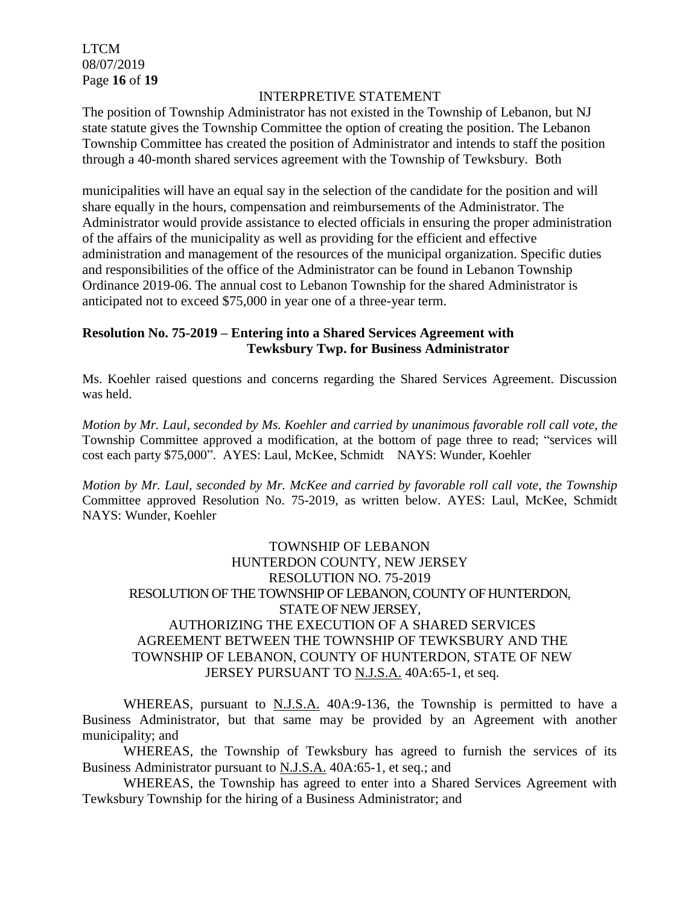INTERPRETIVE STATEMENT

The position of Township Administrator has not existed in the Township of Lebanon, but NJ state statute gives the Township Committee the option of creating the position. The Lebanon Township Committee has created the position of Administrator and intends to staff the position through a 40-month shared services agreement with the Township of Tewksbury. Both

municipalities will have an equal say in the selection of the candidate for the position and will share equally in the hours, compensation and reimbursements of the Administrator. The Administrator would provide assistance to elected officials in ensuring the proper administration of the affairs of the municipality as well as providing for the efficient and effective administration and management of the resources of the municipal organization. Specific duties and responsibilities of the office of the Administrator can be found in Lebanon Township Ordinance 2019-06. The annual cost to Lebanon Township for the shared Administrator is anticipated not to exceed $75,000 in year one of a three-year term.

**Resolution No. 75-2019 – Entering into a Shared Services Agreement with Tewksbury Twp. for Business Administrator**

Ms. Koehler raised questions and concerns regarding the Shared Services Agreement. Discussion was held.

*Motion by Mr. Laul, seconded by Ms. Koehler and carried by unanimous favorable roll call vote, the* Township Committee approved a modification, at the bottom of page three to read; "services will cost each party $75,000". AYES: Laul, McKee, Schmidt NAYS: Wunder, Koehler

*Motion by Mr. Laul, seconded by Mr. McKee and carried by favorable roll call vote, the Township* Committee approved Resolution No. 75-2019, as written below. AYES: Laul, McKee, Schmidt NAYS: Wunder, Koehler

TOWNSHIP OF LEBANON
HUNTERDON COUNTY, NEW JERSEY
RESOLUTION NO. 75-2019
RESOLUTION OF THE TOWNSHIP OF LEBANON, COUNTY OF HUNTERDON, STATE OF NEW JERSEY,
AUTHORIZING THE EXECUTION OF A SHARED SERVICES AGREEMENT BETWEEN THE TOWNSHIP OF TEWKSBURY AND THE TOWNSHIP OF LEBANON, COUNTY OF HUNTERDON, STATE OF NEW JERSEY PURSUANT TO N.J.S.A. 40A:65-1, et seq.

WHEREAS, pursuant to N.J.S.A. 40A:9-136, the Township is permitted to have a Business Administrator, but that same may be provided by an Agreement with another municipality; and

WHEREAS, the Township of Tewksbury has agreed to furnish the services of its Business Administrator pursuant to N.J.S.A. 40A:65-1, et seq.; and

WHEREAS, the Township has agreed to enter into a Shared Services Agreement with Tewksbury Township for the hiring of a Business Administrator; and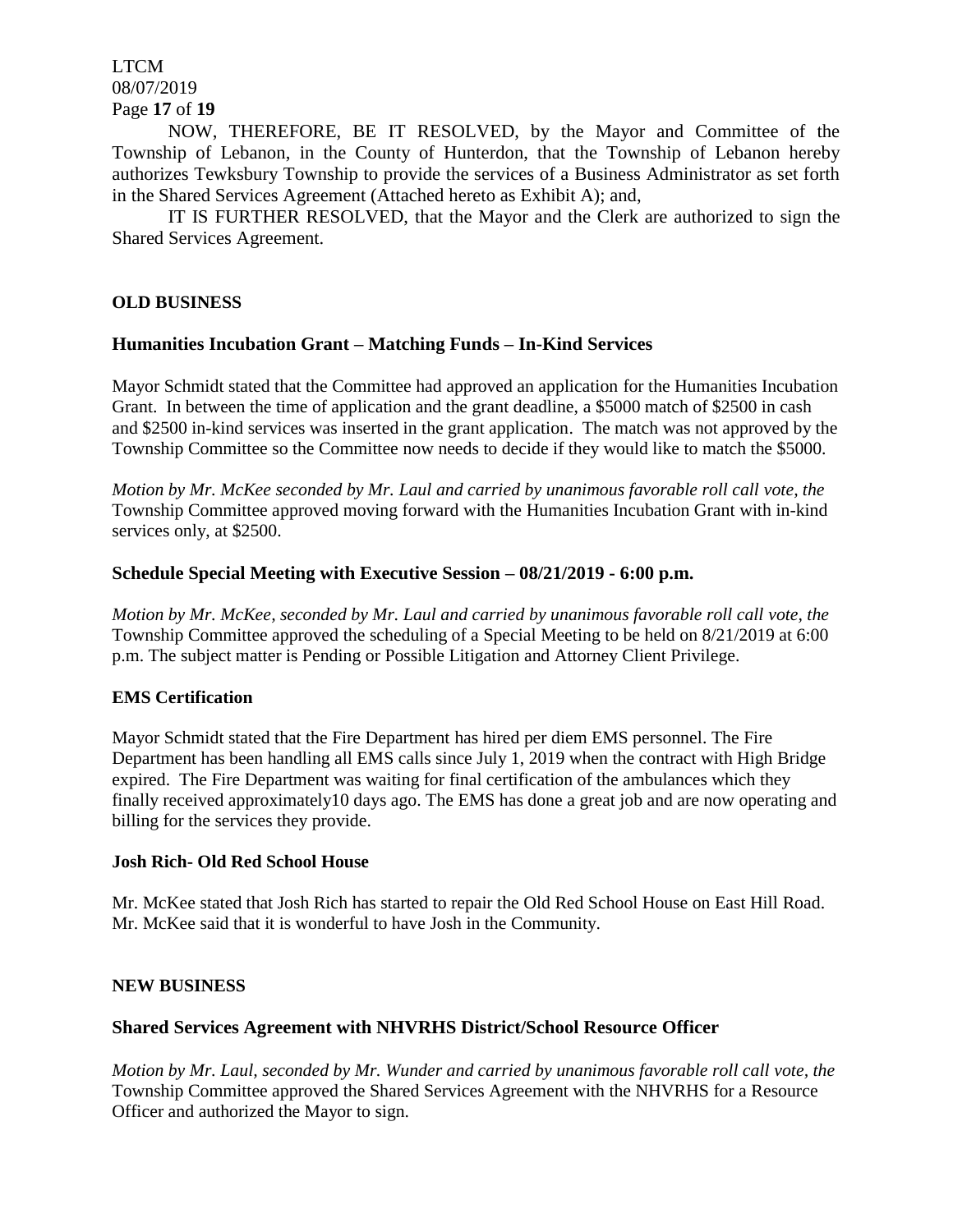NOW, THEREFORE, BE IT RESOLVED, by the Mayor and Committee of the Township of Lebanon, in the County of Hunterdon, that the Township of Lebanon hereby authorizes Tewksbury Township to provide the services of a Business Administrator as set forth in the Shared Services Agreement (Attached hereto as Exhibit A); and,

IT IS FURTHER RESOLVED, that the Mayor and the Clerk are authorized to sign the Shared Services Agreement.

## OLD BUSINESS

### Humanities Incubation Grant – Matching Funds – In-Kind Services

Mayor Schmidt stated that the Committee had approved an application for the Humanities Incubation Grant. In between the time of application and the grant deadline, a $5000 match of $2500 in cash and $2500 in-kind services was inserted in the grant application. The match was not approved by the Township Committee so the Committee now needs to decide if they would like to match the $5000.

*Motion by Mr. McKee seconded by Mr. Laul and carried by unanimous favorable roll call vote, the* Township Committee approved moving forward with the Humanities Incubation Grant with in-kind services only, at $2500.

### Schedule Special Meeting with Executive Session – 08/21/2019 - 6:00 p.m.

*Motion by Mr. McKee, seconded by Mr. Laul and carried by unanimous favorable roll call vote, the* Township Committee approved the scheduling of a Special Meeting to be held on 8/21/2019 at 6:00 p.m. The subject matter is Pending or Possible Litigation and Attorney Client Privilege.

### EMS Certification

Mayor Schmidt stated that the Fire Department has hired per diem EMS personnel. The Fire Department has been handling all EMS calls since July 1, 2019 when the contract with High Bridge expired. The Fire Department was waiting for final certification of the ambulances which they finally received approximately10 days ago. The EMS has done a great job and are now operating and billing for the services they provide.

### Josh Rich- Old Red School House

Mr. McKee stated that Josh Rich has started to repair the Old Red School House on East Hill Road. Mr. McKee said that it is wonderful to have Josh in the Community.

## NEW BUSINESS

### Shared Services Agreement with NHVRHS District/School Resource Officer

*Motion by Mr. Laul, seconded by Mr. Wunder and carried by unanimous favorable roll call vote, the* Township Committee approved the Shared Services Agreement with the NHVRHS for a Resource Officer and authorized the Mayor to sign.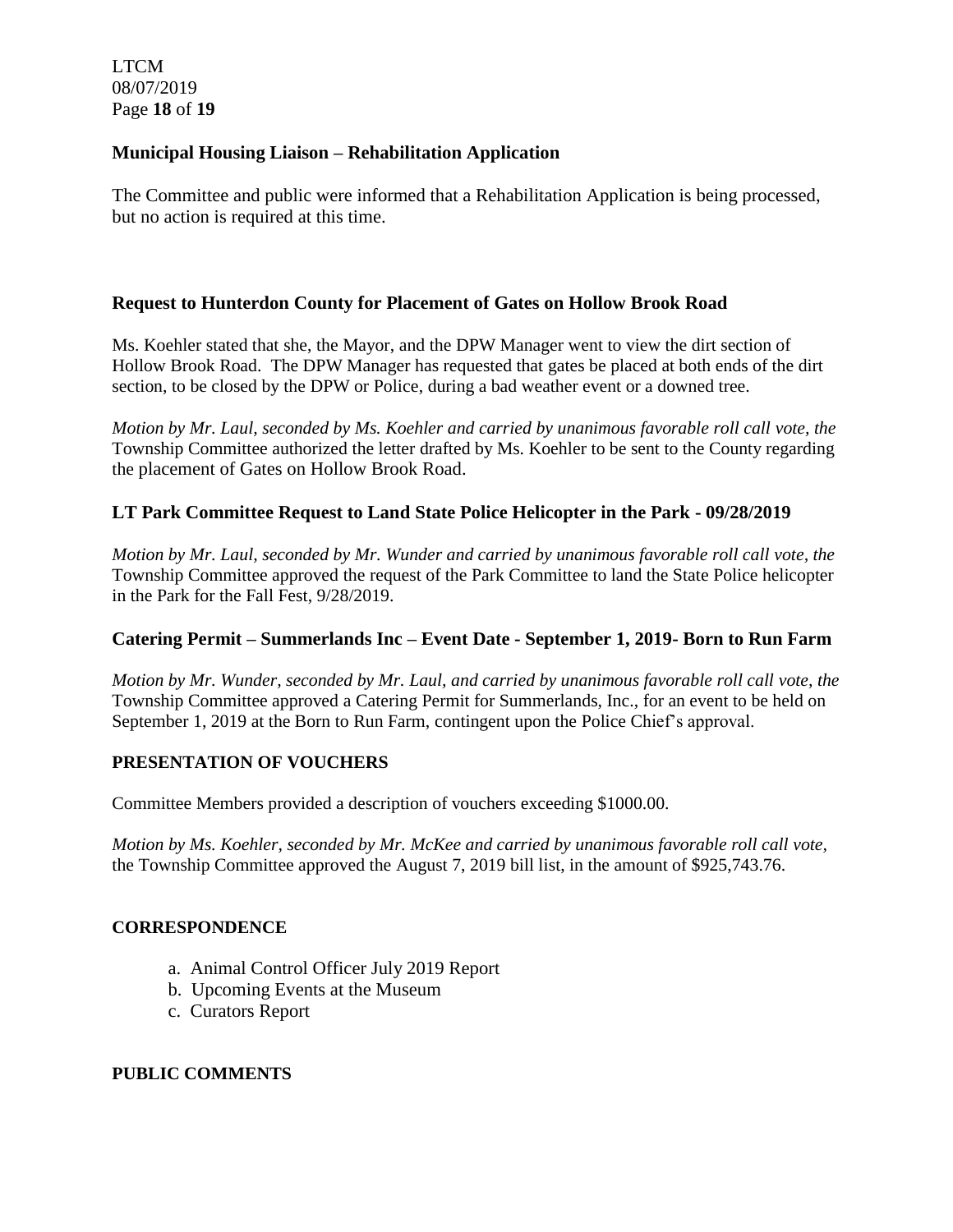**Municipal Housing Liaison – Rehabilitation Application**

The Committee and public were informed that a Rehabilitation Application is being processed, but no action is required at this time.

**Request to Hunterdon County for Placement of Gates on Hollow Brook Road**

Ms. Koehler stated that she, the Mayor, and the DPW Manager went to view the dirt section of Hollow Brook Road. The DPW Manager has requested that gates be placed at both ends of the dirt section, to be closed by the DPW or Police, during a bad weather event or a downed tree.

*Motion by Mr. Laul, seconded by Ms. Koehler and carried by unanimous favorable roll call vote, the* Township Committee authorized the letter drafted by Ms. Koehler to be sent to the County regarding the placement of Gates on Hollow Brook Road.

**LT Park Committee Request to Land State Police Helicopter in the Park - 09/28/2019**

*Motion by Mr. Laul, seconded by Mr. Wunder and carried by unanimous favorable roll call vote, the* Township Committee approved the request of the Park Committee to land the State Police helicopter in the Park for the Fall Fest, 9/28/2019.

**Catering Permit – Summerlands Inc – Event Date - September 1, 2019- Born to Run Farm**

*Motion by Mr. Wunder, seconded by Mr. Laul, and carried by unanimous favorable roll call vote, the* Township Committee approved a Catering Permit for Summerlands, Inc., for an event to be held on September 1, 2019 at the Born to Run Farm, contingent upon the Police Chief's approval.

**PRESENTATION OF VOUCHERS**

Committee Members provided a description of vouchers exceeding $1000.00.

*Motion by Ms. Koehler, seconded by Mr. McKee and carried by unanimous favorable roll call vote,* the Township Committee approved the August 7, 2019 bill list, in the amount of $925,743.76.

**CORRESPONDENCE**

a. Animal Control Officer July 2019 Report
b. Upcoming Events at the Museum
c. Curators Report

**PUBLIC COMMENTS**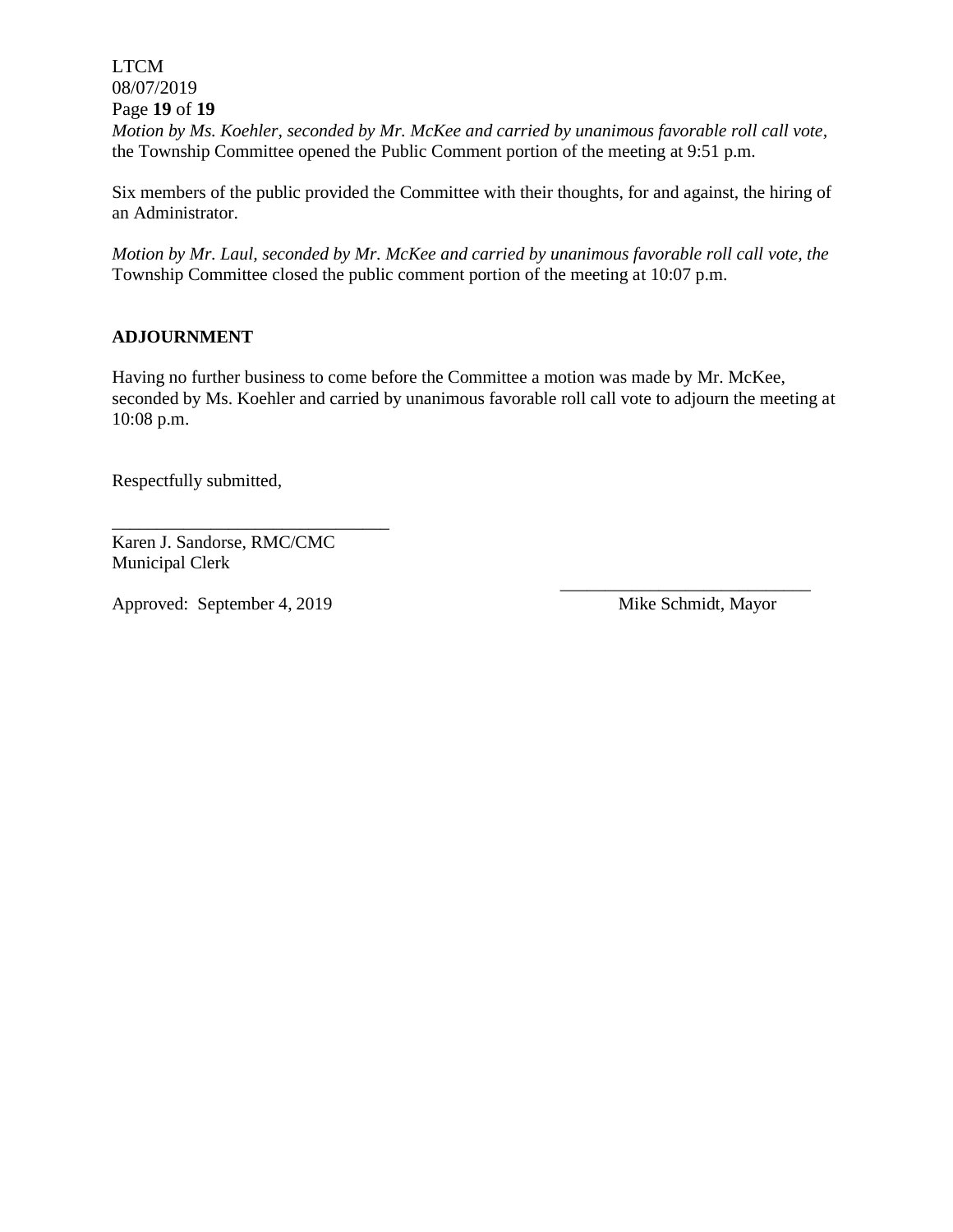*Motion by Ms. Koehler, seconded by Mr. McKee and carried by unanimous favorable roll call vote,* the Township Committee opened the Public Comment portion of the meeting at 9:51 p.m.

Six members of the public provided the Committee with their thoughts, for and against, the hiring of an Administrator.

*Motion by Mr. Laul, seconded by Mr. McKee and carried by unanimous favorable roll call vote, the* Township Committee closed the public comment portion of the meeting at 10:07 p.m.

**ADJOURNMENT**

Having no further business to come before the Committee a motion was made by Mr. McKee, seconded by Ms. Koehler and carried by unanimous favorable roll call vote to adjourn the meeting at 10:08 p.m.

Respectfully submitted,

_______________________________
Karen J. Sandorse, RMC/CMC
Municipal Clerk

Approved: September 4, 2019

_____________________________
Mike Schmidt, Mayor